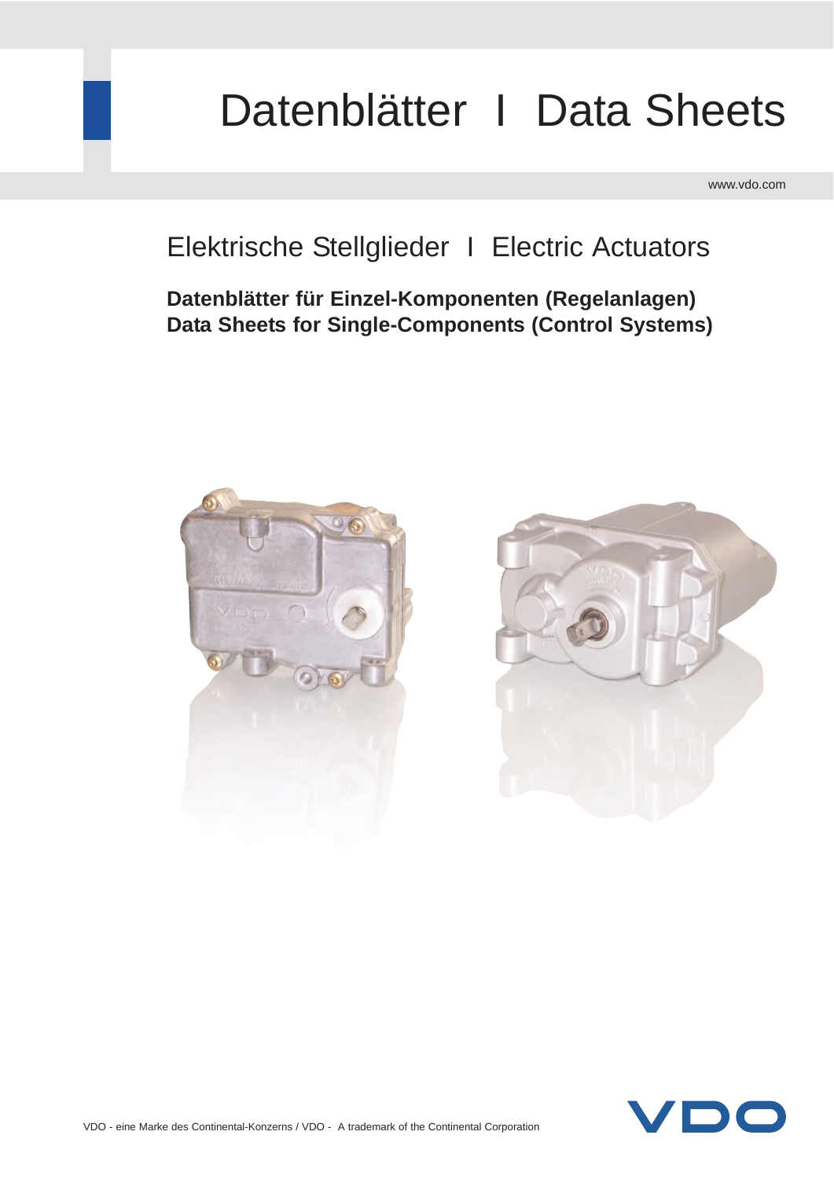# Datenblätter I Data Sheets

www.vdo.com

## Elektrische Stellglieder I Electric Actuators

**Datenblätter für Einzel-Komponenten (Regelanlagen)**
**Data Sheets for Single-Components (Control Systems)**

VDO - eine Marke des Continental-Konzerns / VDO - A trademark of the Continental Corporation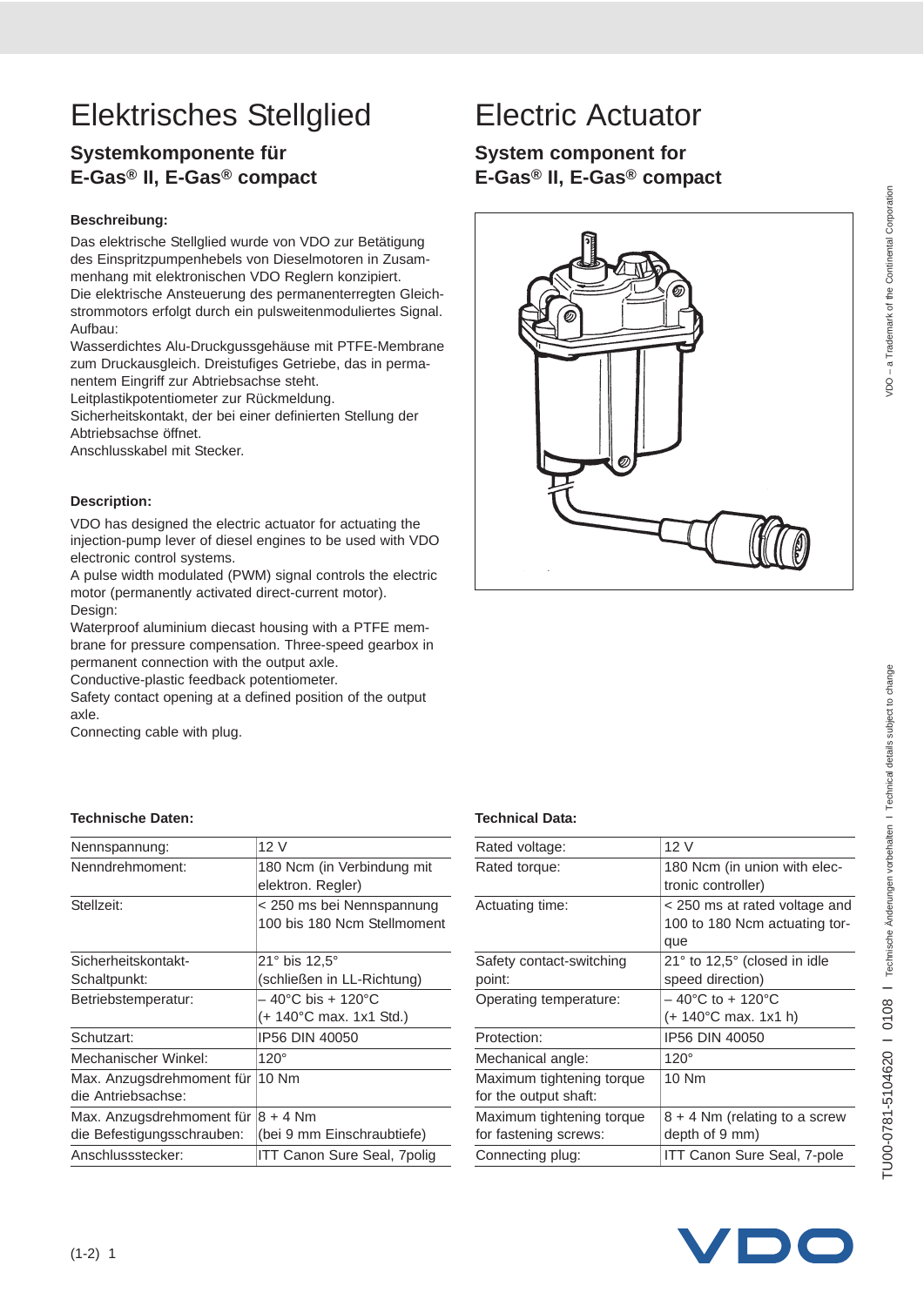# Elektrisches Stellglied

## Systemkomponente für E-Gas® II, E-Gas® compact

**Beschreibung:**

Das elektrische Stellglied wurde von VDO zur Betätigung des Einspritzpumpenhebels von Dieselmotoren in Zusammenhang mit elektronischen VDO Reglern konzipiert.
Die elektrische Ansteuerung des permanenterregten Gleichstrommotors erfolgt durch ein pulsweitenmoduliertes Signal.
Aufbau:
Wasserdichtes Alu-Druckgussgehäuse mit PTFE-Membrane zum Druckausgleich. Dreistufiges Getriebe, das in permanentem Eingriff zur Abtriebsachse steht.
Leitplastikpotentiometer zur Rückmeldung.
Sicherheitskontakt, der bei einer definierten Stellung der Abtriebsachse öffnet.
Anschlusskabel mit Stecker.

**Description:**

VDO has designed the electric actuator for actuating the injection-pump lever of diesel engines to be used with VDO electronic control systems.
A pulse width modulated (PWM) signal controls the electric motor (permanently activated direct-current motor).
Design:
Waterproof aluminium diecast housing with a PTFE membrane for pressure compensation. Three-speed gearbox in permanent connection with the output axle.
Conductive-plastic feedback potentiometer.
Safety contact opening at a defined position of the output axle.
Connecting cable with plug.

# Electric Actuator

## System component for E-Gas® II, E-Gas® compact

**Technische Daten:**

| | |
|---|---|
| Nennspannung: | 12 V |
| Nenndrehmoment: | 180 Ncm (in Verbindung mit elektron. Regler) |
| Stellzeit: | < 250 ms bei Nennspannung 100 bis 180 Ncm Stellmoment |
| Sicherheitskontakt-Schaltpunkt: | 21° bis 12,5° (schließen in LL-Richtung) |
| Betriebstemperatur: | – 40°C bis + 120°C (+ 140°C max. 1x1 Std.) |
| Schutzart: | IP56 DIN 40050 |
| Mechanischer Winkel: | 120° |
| Max. Anzugsdrehmoment für die Antriebsachse: | 10 Nm |
| Max. Anzugsdrehmoment für die Befestigungsschrauben: | 8 + 4 Nm (bei 9 mm Einschraubtiefe) |
| Anschlussstecker: | ITT Canon Sure Seal, 7polig |

**Technical Data:**

| | |
|---|---|
| Rated voltage: | 12 V |
| Rated torque: | 180 Ncm (in union with electronic controller) |
| Actuating time: | < 250 ms at rated voltage and 100 to 180 Ncm actuating torque |
| Safety contact-switching point: | 21° to 12,5° (closed in idle speed direction) |
| Operating temperature: | – 40°C to + 120°C (+ 140°C max. 1x1 h) |
| Protection: | IP56 DIN 40050 |
| Mechanical angle: | 120° |
| Maximum tightening torque for the output shaft: | 10 Nm |
| Maximum tightening torque for fastening screws: | 8 + 4 Nm (relating to a screw depth of 9 mm) |
| Connecting plug: | ITT Canon Sure Seal, 7-pole |

VDO – a Trademark of the Continental Corporation

TU00-0781-5104620 I 0108 I Technische Änderungen vorbehalten I Technical details subject to change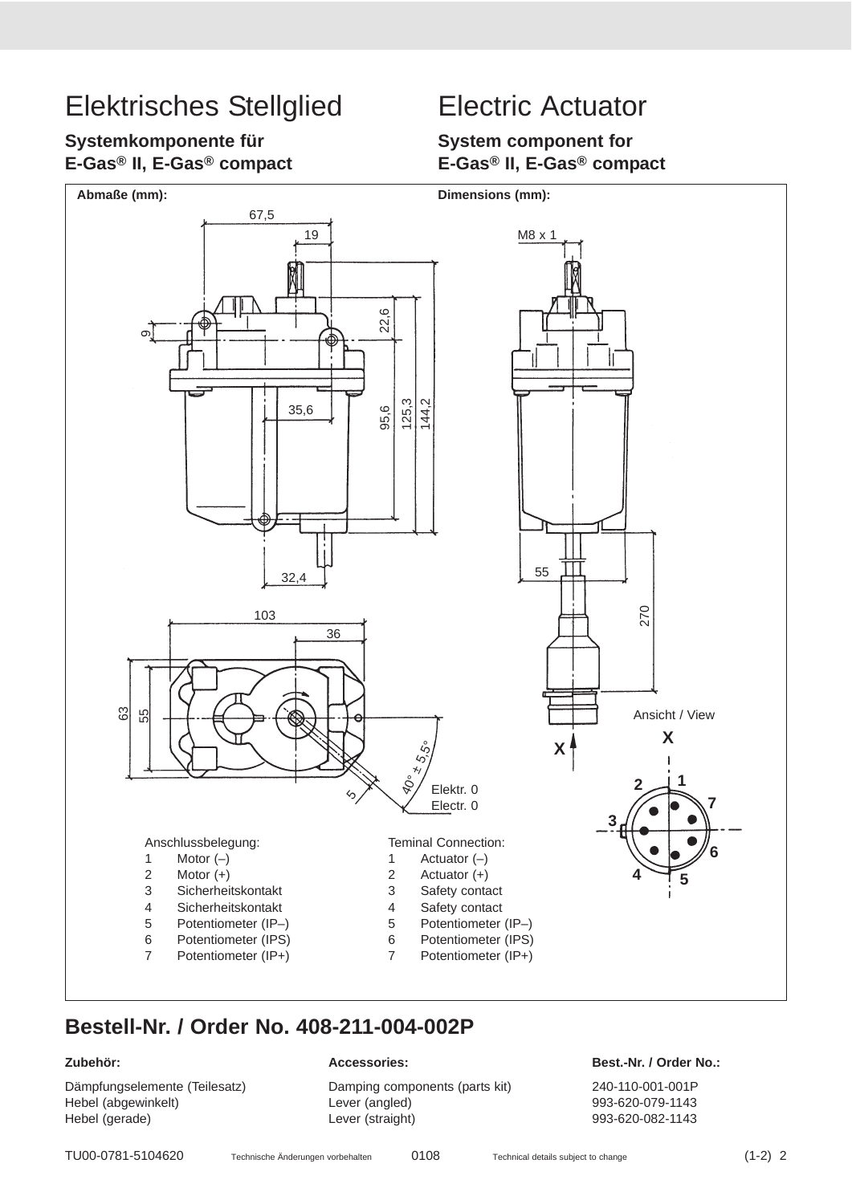# Elektrisches Stellglied

## Systemkomponente für E-Gas® II, E-Gas® compact

# Electric Actuator

## System component for E-Gas® II, E-Gas® compact

**Abmaße (mm):**

**Dimensions (mm):**

Ansicht / View

X

Elektr. 0
Electr. 0

Anschlussbelegung:

1. Motor (–)
2. Motor (+)
3. Sicherheitskontakt
4. Sicherheitskontakt
5. Potentiometer (IP–)
6. Potentiometer (IPS)
7. Potentiometer (IP+)

Teminal Connection:

1. Actuator (–)
2. Actuator (+)
3. Safety contact
4. Safety contact
5. Potentiometer (IP–)
6. Potentiometer (IPS)
7. Potentiometer (IP+)

## Bestell-Nr. / Order No. 408-211-004-002P

| Zubehör: | Accessories: | Best.-Nr. / Order No.: |
|---|---|---|
| Dämpfungselemente (Teilesatz) | Damping components (parts kit) | 240-110-001-001P |
| Hebel (abgewinkelt) | Lever (angled) | 993-620-079-1143 |
| Hebel (gerade) | Lever (straight) | 993-620-082-1143 |

TU00-0781-5104620 Technische Änderungen vorbehalten 0108 Technical details subject to change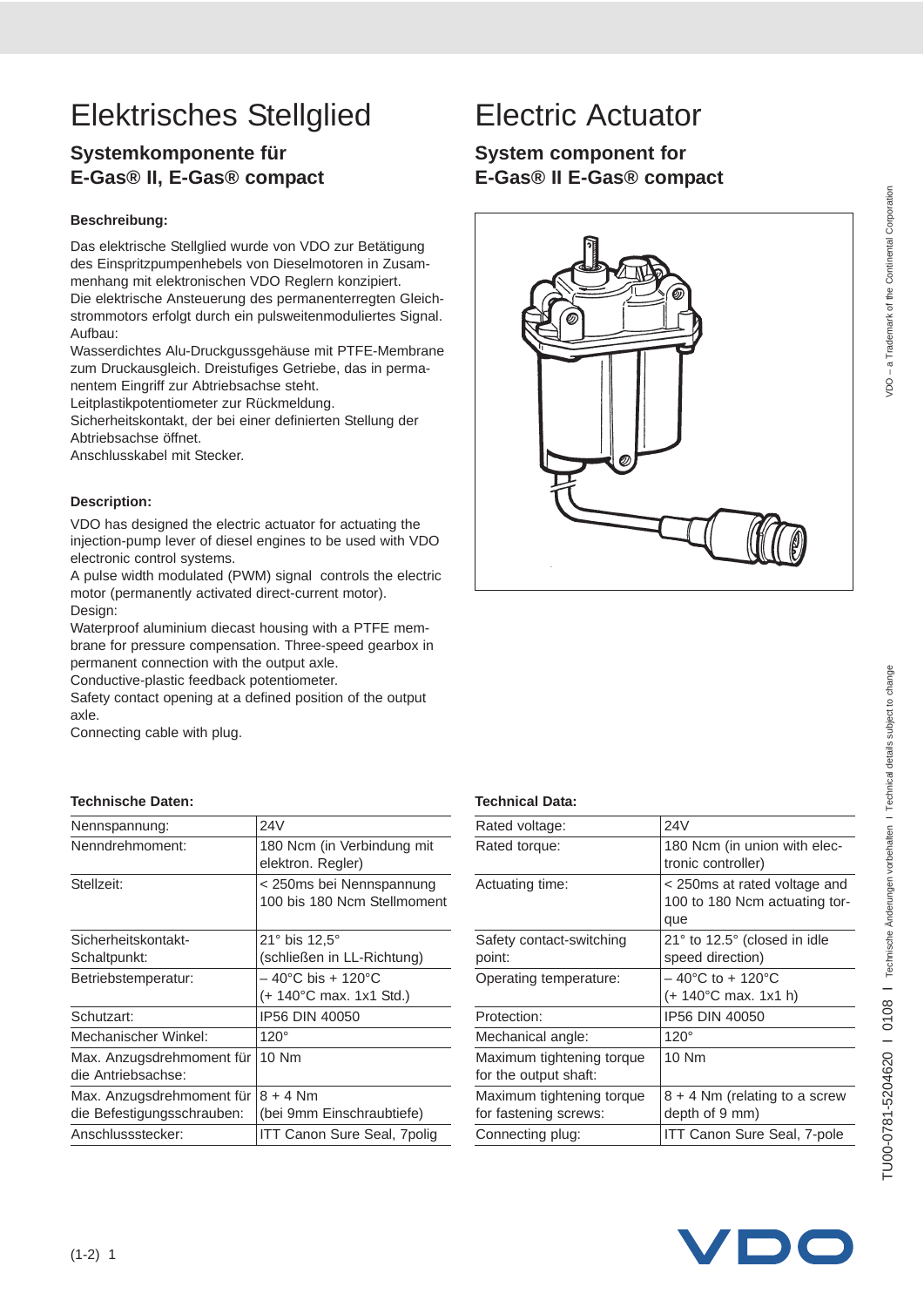# Elektrisches Stellglied

## Systemkomponente für E-Gas® II, E-Gas® compact

**Beschreibung:**

Das elektrische Stellglied wurde von VDO zur Betätigung des Einspritzpumpenhebels von Dieselmotoren in Zusammenhang mit elektronischen VDO Reglern konzipiert.
Die elektrische Ansteuerung des permanenterregten Gleichstrommotors erfolgt durch ein pulsweitenmoduliertes Signal.
Aufbau:
Wasserdichtes Alu-Druckgussgehäuse mit PTFE-Membrane zum Druckausgleich. Dreistufiges Getriebe, das in permanentem Eingriff zur Abtriebsachse steht.
Leitplastikpotentiometer zur Rückmeldung.
Sicherheitskontakt, der bei einer definierten Stellung der Abtriebsachse öffnet.
Anschlusskabel mit Stecker.

**Technische Daten:**

| | |
|---|---|
| Nennspannung: | 24V |
| Nenndrehmoment: | 180 Ncm (in Verbindung mit elektron. Regler) |
| Stellzeit: | < 250ms bei Nennspannung 100 bis 180 Ncm Stellmoment |
| Sicherheitskontakt-Schaltpunkt: | 21° bis 12,5° (schließen in LL-Richtung) |
| Betriebstemperatur: | – 40°C bis + 120°C (+ 140°C max. 1x1 Std.) |
| Schutzart: | IP56 DIN 40050 |
| Mechanischer Winkel: | 120° |
| Max. Anzugsdrehmoment für die Antriebsachse: | 10 Nm |
| Max. Anzugsdrehmoment für die Befestigungsschrauben: | 8 + 4 Nm (bei 9mm Einschraubtiefe) |
| Anschlussstecker: | ITT Canon Sure Seal, 7polig |

# Electric Actuator

## System component for E-Gas® II E-Gas® compact

**Description:**

VDO has designed the electric actuator for actuating the injection-pump lever of diesel engines to be used with VDO electronic control systems.
A pulse width modulated (PWM) signal controls the electric motor (permanently activated direct-current motor).
Design:
Waterproof aluminium diecast housing with a PTFE membrane for pressure compensation. Three-speed gearbox in permanent connection with the output axle.
Conductive-plastic feedback potentiometer.
Safety contact opening at a defined position of the output axle.
Connecting cable with plug.

**Technical Data:**

| | |
|---|---|
| Rated voltage: | 24V |
| Rated torque: | 180 Ncm (in union with electronic controller) |
| Actuating time: | < 250ms at rated voltage and 100 to 180 Ncm actuating torque |
| Safety contact-switching point: | 21° to 12.5° (closed in idle speed direction) |
| Operating temperature: | – 40°C to + 120°C (+ 140°C max. 1x1 h) |
| Protection: | IP56 DIN 40050 |
| Mechanical angle: | 120° |
| Maximum tightening torque for the output shaft: | 10 Nm |
| Maximum tightening torque for fastening screws: | 8 + 4 Nm (relating to a screw depth of 9 mm) |
| Connecting plug: | ITT Canon Sure Seal, 7-pole |

VDO – a Trademark of the Continental Corporation

TU00-0781-5204620 I 0108 I Technische Änderungen vorbehalten I Technical details subject to change

(1-2) 1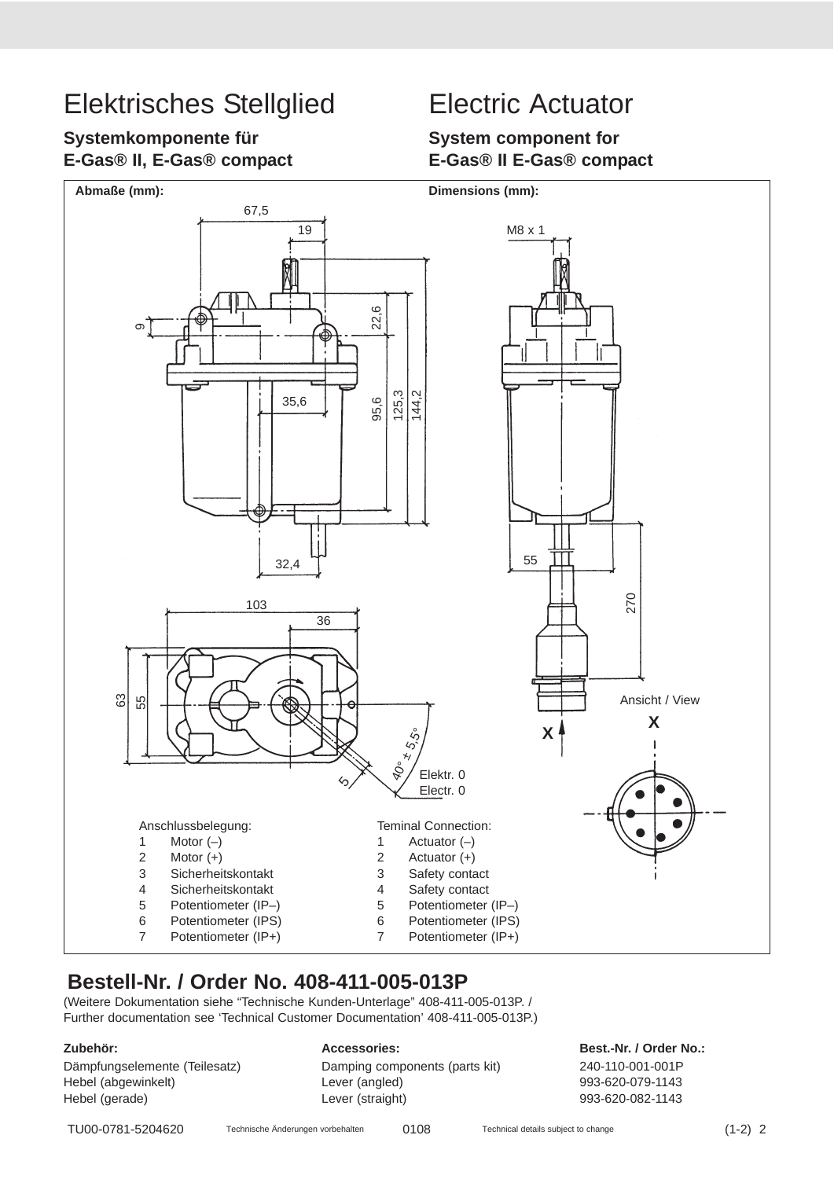# Elektrisches Stellglied

# Electric Actuator

**Systemkomponente für E-Gas® II, E-Gas® compact**

**System component for E-Gas® II E-Gas® compact**

**Abmaße (mm):** / **Dimensions (mm):**

Anschlussbelegung:

1. Motor (–)
2. Motor (+)
3. Sicherheitskontakt
4. Sicherheitskontakt
5. Potentiometer (IP–)
6. Potentiometer (IPS)
7. Potentiometer (IP+)

Teminal Connection:

1. Actuator (–)
2. Actuator (+)
3. Safety contact
4. Safety contact
5. Potentiometer (IP–)
6. Potentiometer (IPS)
7. Potentiometer (IP+)

## Bestell-Nr. / Order No. 408-411-005-013P

(Weitere Dokumentation siehe “Technische Kunden-Unterlage” 408-411-005-013P. / Further documentation see ‘Technical Customer Documentation’ 408-411-005-013P.)

| Zubehör: | Accessories: | Best.-Nr. / Order No.: |
|---|---|---|
| Dämpfungselemente (Teilesatz) | Damping components (parts kit) | 240-110-001-001P |
| Hebel (abgewinkelt) | Lever (angled) | 993-620-079-1143 |
| Hebel (gerade) | Lever (straight) | 993-620-082-1143 |

TU00-0781-5204620 Technische Änderungen vorbehalten 0108 Technical details subject to change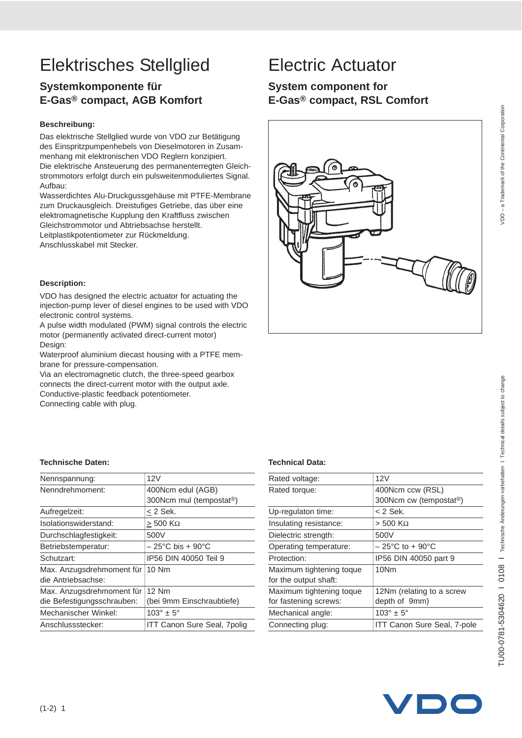# Elektrisches Stellglied

## Systemkomponente für E-Gas® compact, AGB Komfort

**Beschreibung:**

Das elektrische Stellglied wurde von VDO zur Betätigung des Einspritzpumpenhebels von Dieselmotoren in Zusammenhang mit elektronischen VDO Reglern konzipiert.
Die elektrische Ansteuerung des permanenterregten Gleichstrommotors erfolgt durch ein pulsweitenmoduliertes Signal.
Aufbau:
Wasserdichtes Alu-Druckgussgehäuse mit PTFE-Membrane zum Druckausgleich. Dreistufiges Getriebe, das über eine elektromagnetische Kupplung den Kraftfluss zwischen Gleichstrommotor und Abtriebsachse herstellt.
Leitplastikpotentiometer zur Rückmeldung.
Anschlusskabel mit Stecker.

# Electric Actuator

## System component for E-Gas® compact, RSL Comfort

**Description:**

VDO has designed the electric actuator for actuating the injection-pump lever of diesel engines to be used with VDO electronic control systems.
A pulse width modulated (PWM) signal controls the electric motor (permanently activated direct-current motor)
Design:
Waterproof aluminium diecast housing with a PTFE membrane for pressure-compensation.
Via an electromagnetic clutch, the three-speed gearbox connects the direct-current motor with the output axle.
Conductive-plastic feedback potentiometer.
Connecting cable with plug.

**Technische Daten:**

| | |
|---|---|
| Nennspannung: | 12V |
| Nenndrehmoment: | 400Ncm edul (AGB) 300Ncm mul (tempostat®) |
| Aufregelzeit: | ≤ 2 Sek. |
| Isolationswiderstand: | ≥ 500 KΩ |
| Durchschlagfestigkeit: | 500V |
| Betriebstemperatur: | – 25°C bis + 90°C |
| Schutzart: | IP56 DIN 40050 Teil 9 |
| Max. Anzugsdrehmoment für die Antriebsachse: | 10 Nm |
| Max. Anzugsdrehmoment für die Befestigungsschrauben: | 12 Nm (bei 9mm Einschraubtiefe) |
| Mechanischer Winkel: | 103° ± 5° |
| Anschlussstecker: | ITT Canon Sure Seal, 7polig |

**Technical Data:**

| | |
|---|---|
| Rated voltage: | 12V |
| Rated torque: | 400Ncm ccw (RSL) 300Ncm cw (tempostat®) |
| Up-regulaton time: | < 2 Sek. |
| Insulating resistance: | > 500 KΩ |
| Dielectric strength: | 500V |
| Operating temperature: | – 25°C to + 90°C |
| Protection: | IP56 DIN 40050 part 9 |
| Maximum tightening toque for the output shaft: | 10Nm |
| Maximum tightening toque for fastening screws: | 12Nm (relating to a screw depth of 9mm) |
| Mechanical angle: | 103° ± 5° |
| Connecting plug: | ITT Canon Sure Seal, 7-pole |

VDO – a Trademark of the Continental Corporation

TU00-0781-5304620 I 0108 I Technische Änderungen vorbehalten I Technical details subject to change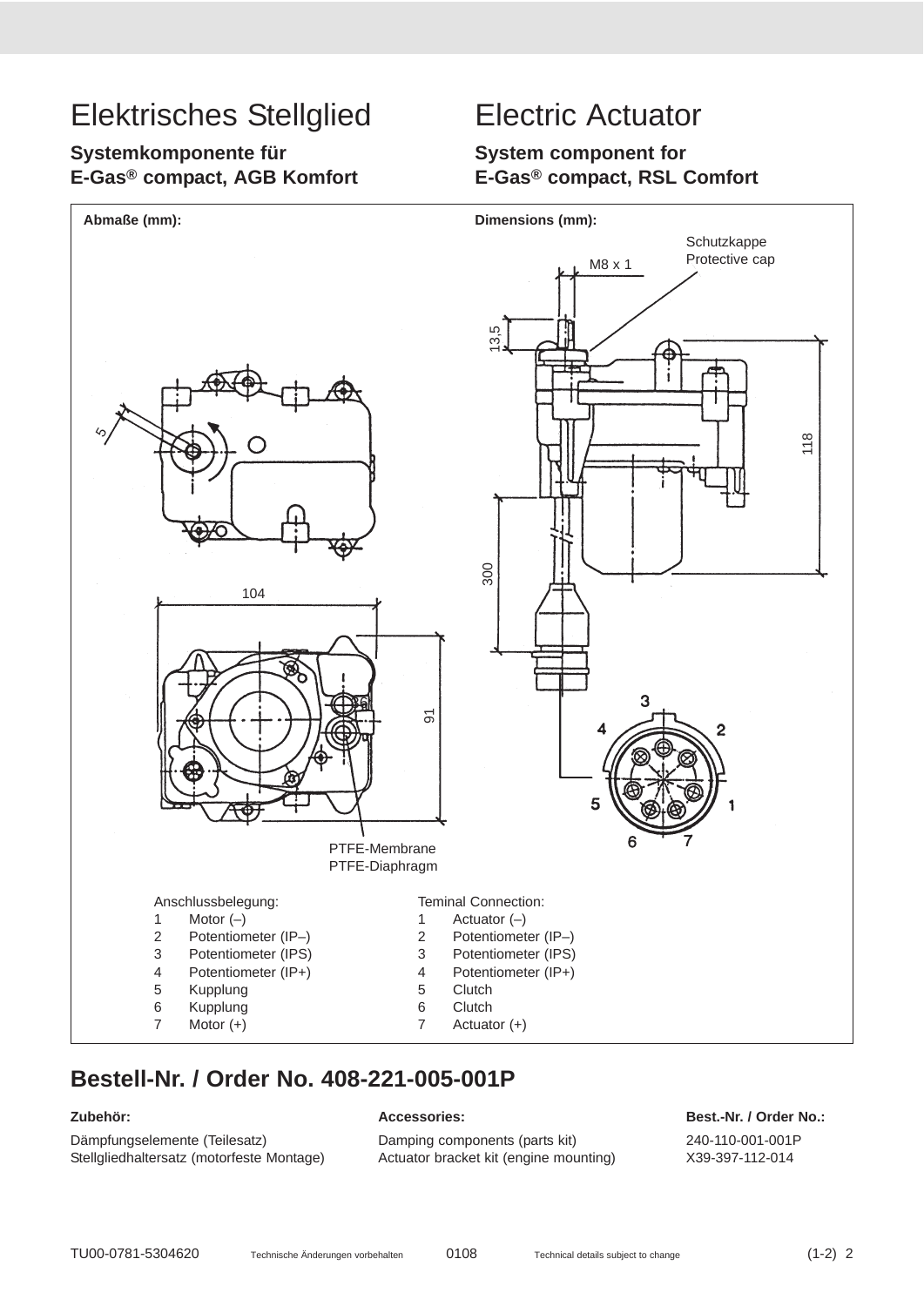# Elektrisches Stellglied

**Systemkomponente für E-Gas® compact, AGB Komfort**

# Electric Actuator

**System component for E-Gas® compact, RSL Comfort**

**Abmaße (mm):** / **Dimensions (mm):**

Schutzkappe
Protective cap

M8 x 1

13,5

118

300

5

104

91

PTFE-Membrane
PTFE-Diaphragm

Anschlussbelegung:

1 Motor (–)
2 Potentiometer (IP–)
3 Potentiometer (IPS)
4 Potentiometer (IP+)
5 Kupplung
6 Kupplung
7 Motor (+)

Teminal Connection:

1 Actuator (–)
2 Potentiometer (IP–)
3 Potentiometer (IPS)
4 Potentiometer (IP+)
5 Clutch
6 Clutch
7 Actuator (+)

## Bestell-Nr. / Order No. 408-221-005-001P

| Zubehör: | Accessories: | Best.-Nr. / Order No.: |
|---|---|---|
| Dämpfungselemente (Teilesatz) | Damping components (parts kit) | 240-110-001-001P |
| Stellgliedhaltersatz (motorfeste Montage) | Actuator bracket kit (engine mounting) | X39-397-112-014 |

TU00-0781-5304620 Technische Änderungen vorbehalten 0108 Technical details subject to change (1-2) 2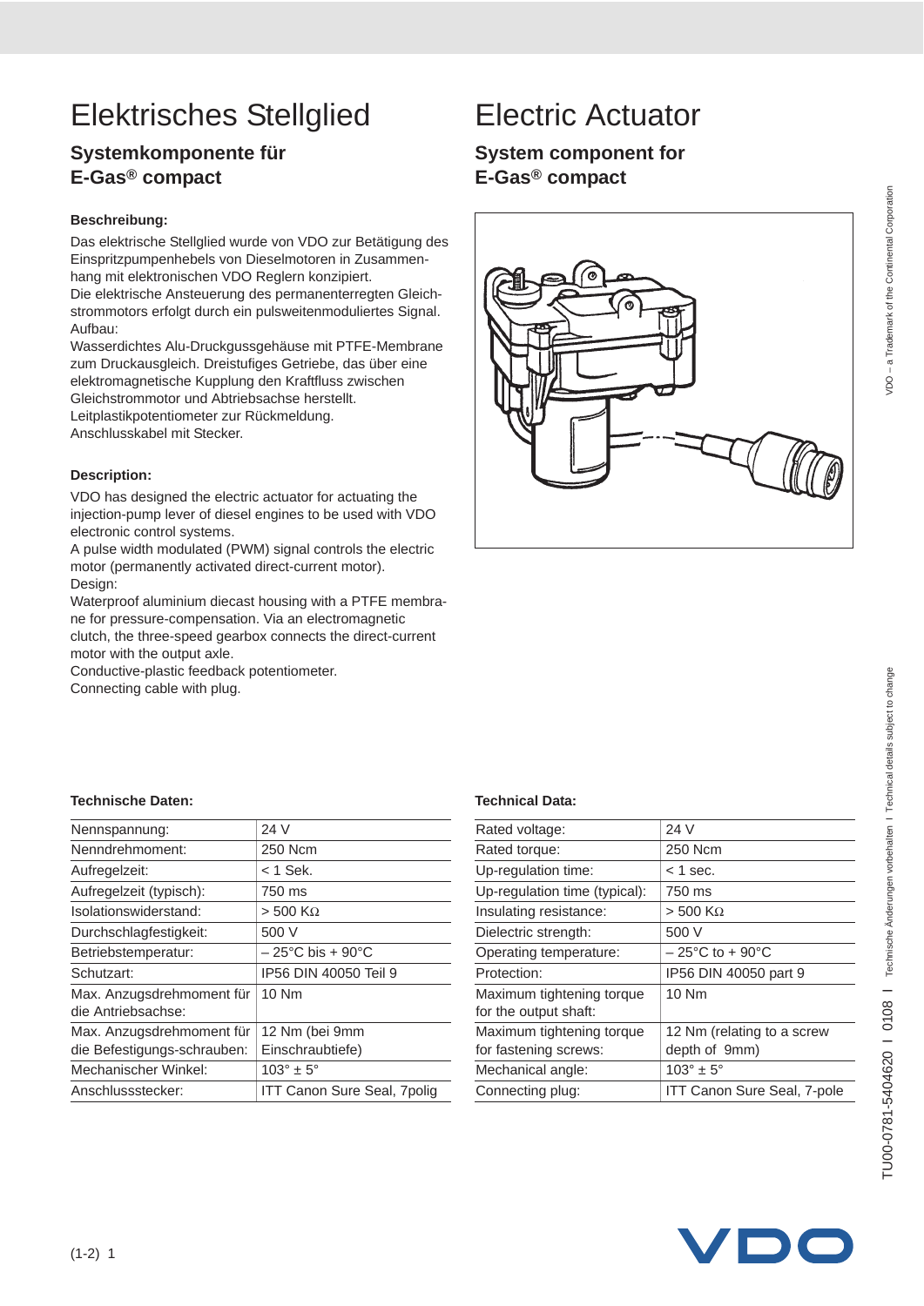# Elektrisches Stellglied

## Systemkomponente für E-Gas® compact

**Beschreibung:**

Das elektrische Stellglied wurde von VDO zur Betätigung des Einspritzpumpenhebels von Dieselmotoren in Zusammenhang mit elektronischen VDO Reglern konzipiert.
Die elektrische Ansteuerung des permanenterregten Gleichstrommotors erfolgt durch ein pulsweitenmoduliertes Signal.
Aufbau:
Wasserdichtes Alu-Druckgussgehäuse mit PTFE-Membrane zum Druckausgleich. Dreistufiges Getriebe, das über eine elektromagnetische Kupplung den Kraftfluss zwischen Gleichstrommotor und Abtriebsachse herstellt.
Leitplastikpotentiometer zur Rückmeldung.
Anschlusskabel mit Stecker.

**Technische Daten:**

| | |
|---|---|
| Nennspannung: | 24 V |
| Nenndrehmoment: | 250 Ncm |
| Aufregelzeit: | < 1 Sek. |
| Aufregelzeit (typisch): | 750 ms |
| Isolationswiderstand: | > 500 KΩ |
| Durchschlagfestigkeit: | 500 V |
| Betriebstemperatur: | – 25°C bis + 90°C |
| Schutzart: | IP56 DIN 40050 Teil 9 |
| Max. Anzugsdrehmoment für die Antriebsachse: | 10 Nm |
| Max. Anzugsdrehmoment für die Befestigungs-schrauben: | 12 Nm (bei 9mm Einschraubtiefe) |
| Mechanischer Winkel: | 103° ± 5° |
| Anschlussstecker: | ITT Canon Sure Seal, 7polig |

# Electric Actuator

## System component for E-Gas® compact

**Description:**

VDO has designed the electric actuator for actuating the injection-pump lever of diesel engines to be used with VDO electronic control systems.
A pulse width modulated (PWM) signal controls the electric motor (permanently activated direct-current motor).
Design:
Waterproof aluminium diecast housing with a PTFE membrane for pressure-compensation. Via an electromagnetic clutch, the three-speed gearbox connects the direct-current motor with the output axle.
Conductive-plastic feedback potentiometer.
Connecting cable with plug.

**Technical Data:**

| | |
|---|---|
| Rated voltage: | 24 V |
| Rated torque: | 250 Ncm |
| Up-regulation time: | < 1 sec. |
| Up-regulation time (typical): | 750 ms |
| Insulating resistance: | > 500 KΩ |
| Dielectric strength: | 500 V |
| Operating temperature: | – 25°C to + 90°C |
| Protection: | IP56 DIN 40050 part 9 |
| Maximum tightening torque for the output shaft: | 10 Nm |
| Maximum tightening torque for fastening screws: | 12 Nm (relating to a screw depth of 9mm) |
| Mechanical angle: | 103° ± 5° |
| Connecting plug: | ITT Canon Sure Seal, 7-pole |

VDO – a Trademark of the Continental Corporation

TU00-0781-5404620 I 0108 I Technische Änderungen vorbehalten I Technical details subject to change

(1-2) 1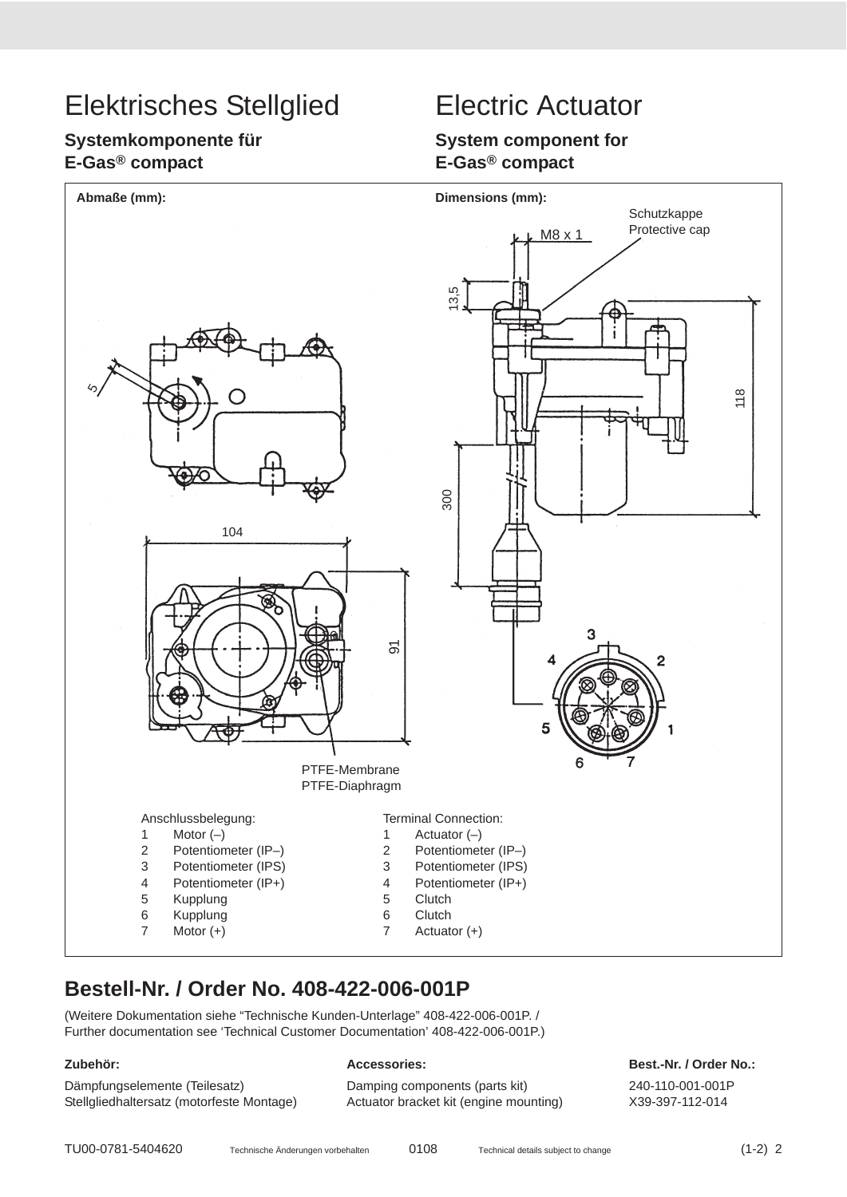# Elektrisches Stellglied

## Systemkomponente für E-Gas® compact

# Electric Actuator

## System component for E-Gas® compact

**Abmaße (mm):** / **Dimensions (mm):**

Schutzkappe
Protective cap

M8 x 1

13,5

118

5

104

300

91

PTFE-Membrane
PTFE-Diaphragm

| Anschlussbelegung: | | Terminal Connection: | |
|---|---|---|---|
| 1 | Motor (–) | 1 | Actuator (–) |
| 2 | Potentiometer (IP–) | 2 | Potentiometer (IP–) |
| 3 | Potentiometer (IPS) | 3 | Potentiometer (IPS) |
| 4 | Potentiometer (IP+) | 4 | Potentiometer (IP+) |
| 5 | Kupplung | 5 | Clutch |
| 6 | Kupplung | 6 | Clutch |
| 7 | Motor (+) | 7 | Actuator (+) |

## Bestell-Nr. / Order No. 408-422-006-001P

(Weitere Dokumentation siehe “Technische Kunden-Unterlage” 408-422-006-001P. / Further documentation see ‘Technical Customer Documentation’ 408-422-006-001P.)

| **Zubehör:** | **Accessories:** | **Best.-Nr. / Order No.:** |
|---|---|---|
| Dämpfungselemente (Teilesatz) | Damping components (parts kit) | 240-110-001-001P |
| Stellgliedhaltersatz (motorfeste Montage) | Actuator bracket kit (engine mounting) | X39-397-112-014 |

TU00-0781-5404620 Technische Änderungen vorbehalten 0108 Technical details subject to change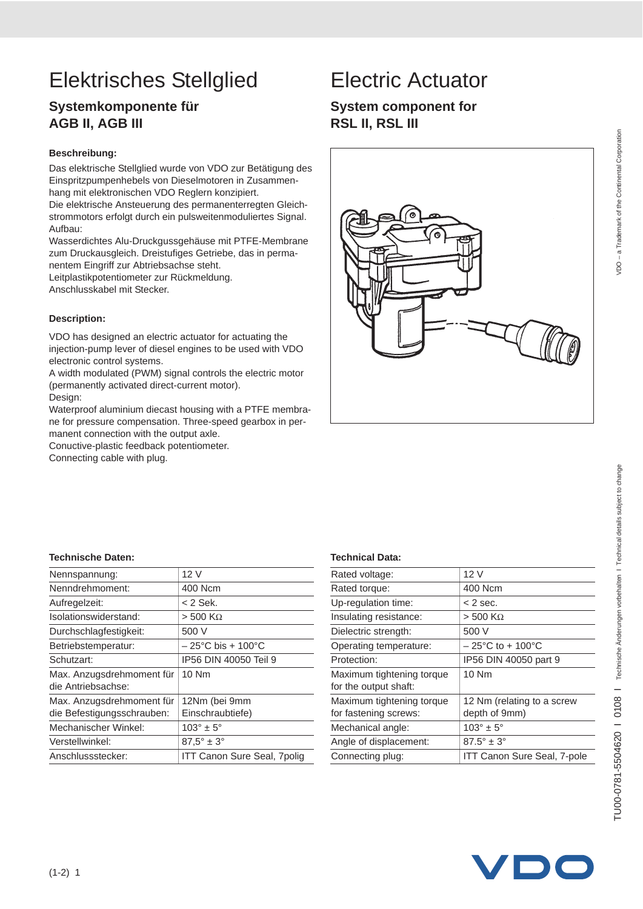# Elektrisches Stellglied

## Systemkomponente für AGB II, AGB III

**Beschreibung:**

Das elektrische Stellglied wurde von VDO zur Betätigung des Einspritzpumpenhebels von Dieselmotoren in Zusammenhang mit elektronischen VDO Reglern konzipiert.
Die elektrische Ansteuerung des permanenterregten Gleichstrommotors erfolgt durch ein pulsweitenmoduliertes Signal.
Aufbau:
Wasserdichtes Alu-Druckgussgehäuse mit PTFE-Membrane zum Druckausgleich. Dreistufiges Getriebe, das in permanentem Eingriff zur Abtriebsachse steht.
Leitplastikpotentiometer zur Rückmeldung.
Anschlusskabel mit Stecker.

**Technische Daten:**

| | |
|---|---|
| Nennspannung: | 12 V |
| Nenndrehmoment: | 400 Ncm |
| Aufregelzeit: | < 2 Sek. |
| Isolationswiderstand: | > 500 KΩ |
| Durchschlagfestigkeit: | 500 V |
| Betriebstemperatur: | – 25°C bis + 100°C |
| Schutzart: | IP56 DIN 40050 Teil 9 |
| Max. Anzugsdrehmoment für die Antriebsachse: | 10 Nm |
| Max. Anzugsdrehmoment für die Befestigungsschrauben: | 12Nm (bei 9mm Einschraubtiefe) |
| Mechanischer Winkel: | 103° ± 5° |
| Verstellwinkel: | 87,5° ± 3° |
| Anschlussstecker: | ITT Canon Sure Seal, 7polig |

# Electric Actuator

## System component for RSL II, RSL III

**Description:**

VDO has designed an electric actuator for actuating the injection-pump lever of diesel engines to be used with VDO electronic control systems.
A width modulated (PWM) signal controls the electric motor (permanently activated direct-current motor).
Design:
Waterproof aluminium diecast housing with a PTFE membrane for pressure compensation. Three-speed gearbox in permanent connection with the output axle.
Conuctive-plastic feedback potentiometer.
Connecting cable with plug.

**Technical Data:**

| | |
|---|---|
| Rated voltage: | 12 V |
| Rated torque: | 400 Ncm |
| Up-regulation time: | < 2 sec. |
| Insulating resistance: | > 500 KΩ |
| Dielectric strength: | 500 V |
| Operating temperature: | – 25°C to + 100°C |
| Protection: | IP56 DIN 40050 part 9 |
| Maximum tightening torque for the output shaft: | 10 Nm |
| Maximum tightening torque for fastening screws: | 12 Nm (relating to a screw depth of 9mm) |
| Mechanical angle: | 103° ± 5° |
| Angle of displacement: | 87.5° ± 3° |
| Connecting plug: | ITT Canon Sure Seal, 7-pole |

VDO – a Trademark of the Continental Corporation

TU00-0781-5504620 I 0108 I Technische Änderungen vorbehalten I Technical details subject to change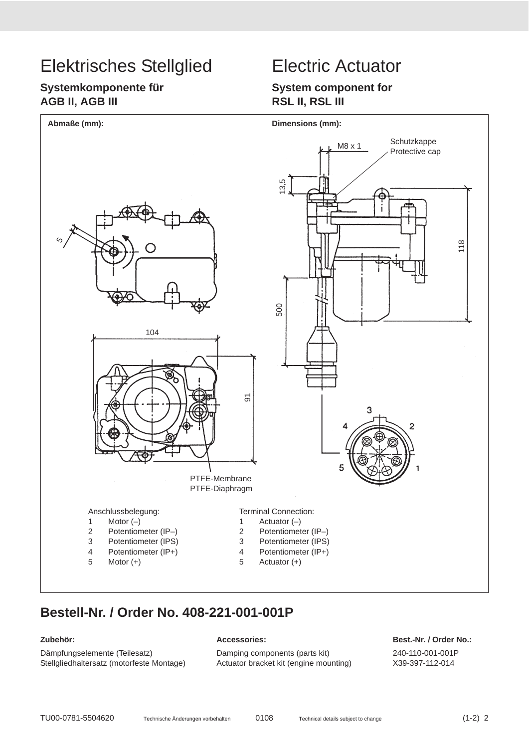# Elektrisches Stellglied

## Systemkomponente für AGB II, AGB III

# Electric Actuator

## System component for RSL II, RSL III

**Abmaße (mm):**

**Dimensions (mm):**

M8 x 1

Schutzkappe
Protective cap

13,5

118

500

5

104

91

PTFE-Membrane
PTFE-Diaphragm

3 4 2 5 1

Anschlussbelegung:

1 Motor (–)
2 Potentiometer (IP–)
3 Potentiometer (IPS)
4 Potentiometer (IP+)
5 Motor (+)

Terminal Connection:

1 Actuator (–)
2 Potentiometer (IP–)
3 Potentiometer (IPS)
4 Potentiometer (IP+)
5 Actuator (+)

## Bestell-Nr. / Order No. 408-221-001-001P

| Zubehör: | Accessories: | Best.-Nr. / Order No.: |
|---|---|---|
| Dämpfungselemente (Teilesatz) | Damping components (parts kit) | 240-110-001-001P |
| Stellgliedhaltersatz (motorfeste Montage) | Actuator bracket kit (engine mounting) | X39-397-112-014 |

TU00-0781-5504620 Technische Änderungen vorbehalten 0108 Technical details subject to change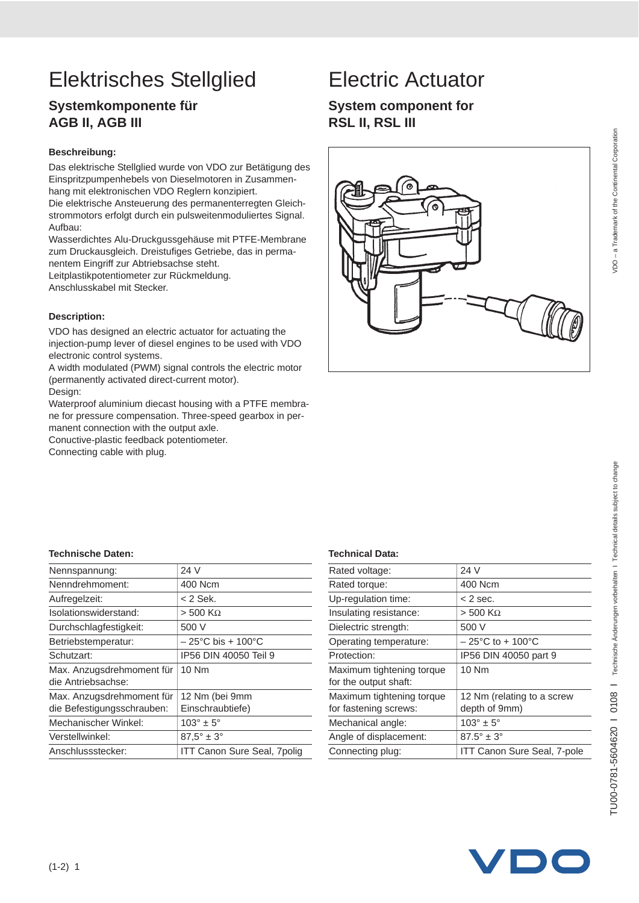# Elektrisches Stellglied

## Systemkomponente für AGB II, AGB III

**Beschreibung:**

Das elektrische Stellglied wurde von VDO zur Betätigung des Einspritzpumpenhebels von Dieselmotoren in Zusammenhang mit elektronischen VDO Reglern konzipiert.
Die elektrische Ansteuerung des permanenterregten Gleichstrommotors erfolgt durch ein pulsweitenmoduliertes Signal.
Aufbau:
Wasserdichtes Alu-Druckgussgehäuse mit PTFE-Membrane zum Druckausgleich. Dreistufiges Getriebe, das in permanentem Eingriff zur Abtriebsachse steht.
Leitplastikpotentiometer zur Rückmeldung.
Anschlusskabel mit Stecker.

**Technische Daten:**

| | |
|---|---|
| Nennspannung: | 24 V |
| Nenndrehmoment: | 400 Ncm |
| Aufregelzeit: | < 2 Sek. |
| Isolationswiderstand: | > 500 KΩ |
| Durchschlagfestigkeit: | 500 V |
| Betriebstemperatur: | – 25°C bis + 100°C |
| Schutzart: | IP56 DIN 40050 Teil 9 |
| Max. Anzugsdrehmoment für die Antriebsachse: | 10 Nm |
| Max. Anzugsdrehmoment für die Befestigungsschrauben: | 12 Nm (bei 9mm Einschraubtiefe) |
| Mechanischer Winkel: | 103° ± 5° |
| Verstellwinkel: | 87,5° ± 3° |
| Anschlussstecker: | ITT Canon Sure Seal, 7polig |

# Electric Actuator

## System component for RSL II, RSL III

**Description:**

VDO has designed an electric actuator for actuating the injection-pump lever of diesel engines to be used with VDO electronic control systems.
A width modulated (PWM) signal controls the electric motor (permanently activated direct-current motor).
Design:
Waterproof aluminium diecast housing with a PTFE membrane for pressure compensation. Three-speed gearbox in permanent connection with the output axle.
Conuctive-plastic feedback potentiometer.
Connecting cable with plug.

**Technical Data:**

| | |
|---|---|
| Rated voltage: | 24 V |
| Rated torque: | 400 Ncm |
| Up-regulation time: | < 2 sec. |
| Insulating resistance: | > 500 KΩ |
| Dielectric strength: | 500 V |
| Operating temperature: | – 25°C to + 100°C |
| Protection: | IP56 DIN 40050 part 9 |
| Maximum tightening torque for the output shaft: | 10 Nm |
| Maximum tightening torque for fastening screws: | 12 Nm (relating to a screw depth of 9mm) |
| Mechanical angle: | 103° ± 5° |
| Angle of displacement: | 87.5° ± 3° |
| Connecting plug: | ITT Canon Sure Seal, 7-pole |

VDO – a Trademark of the Continental Corporation

TU00-0781-5604620 I 0108 I Technische Änderungen vorbehalten I Technical details subject to change

(1-2) 1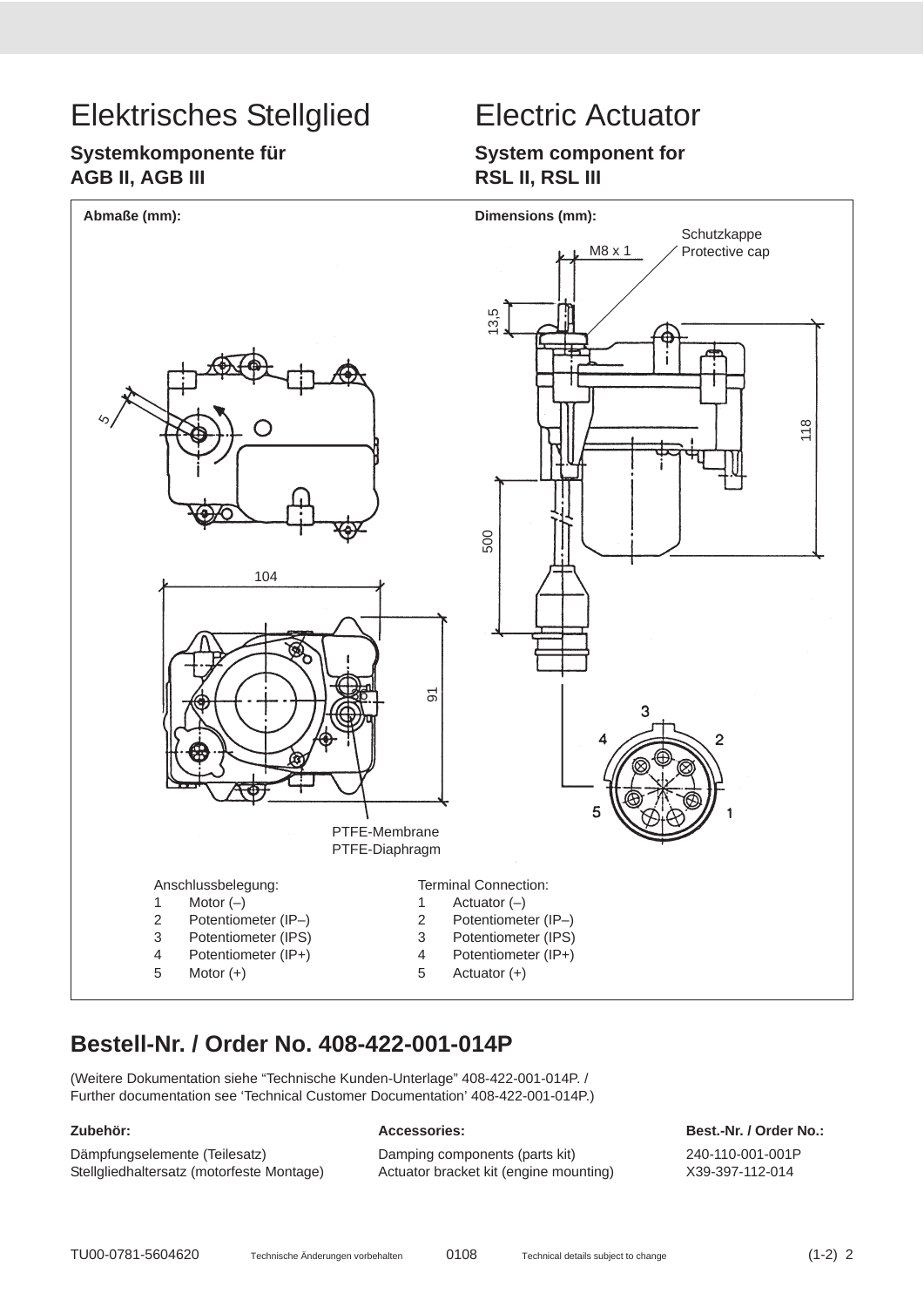# Elektrisches Stellglied

**Systemkomponente für AGB II, AGB III**

# Electric Actuator

**System component for RSL II, RSL III**

**Abmaße (mm):**

**Dimensions (mm):**

Schutzkappe
Protective cap

M8 x 1

13,5

118

500

5

104

91

PTFE-Membrane
PTFE-Diaphragm

3
4
2
5
1

Anschlussbelegung:

1 Motor (–)
2 Potentiometer (IP–)
3 Potentiometer (IPS)
4 Potentiometer (IP+)
5 Motor (+)

Terminal Connection:

1 Actuator (–)
2 Potentiometer (IP–)
3 Potentiometer (IPS)
4 Potentiometer (IP+)
5 Actuator (+)

## Bestell-Nr. / Order No. 408-422-001-014P

(Weitere Dokumentation siehe "Technische Kunden-Unterlage" 408-422-001-014P. /
Further documentation see 'Technical Customer Documentation' 408-422-001-014P.)

| **Zubehör:** | **Accessories:** | **Best.-Nr. / Order No.:** |
|---|---|---|
| Dämpfungselemente (Teilesatz) | Damping components (parts kit) | 240-110-001-001P |
| Stellgliedhaltersatz (motorfeste Montage) | Actuator bracket kit (engine mounting) | X39-397-112-014 |

TU00-0781-5604620 Technische Änderungen vorbehalten 0108 Technical details subject to change (1-2) 2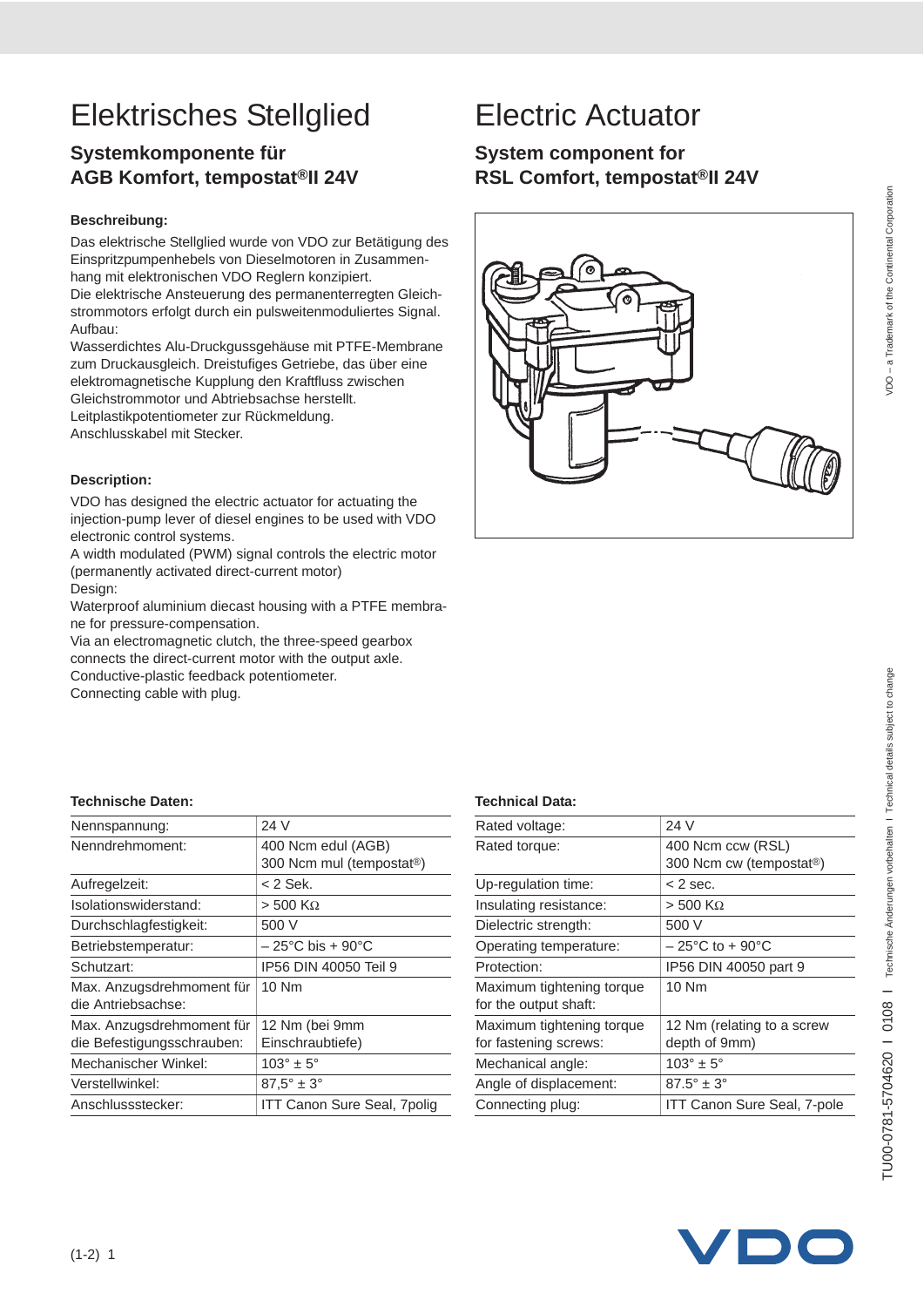# Elektrisches Stellglied

## Systemkomponente für AGB Komfort, tempostat®II 24V

**Beschreibung:**

Das elektrische Stellglied wurde von VDO zur Betätigung des Einspritzpumpenhebels von Dieselmotoren in Zusammenhang mit elektronischen VDO Reglern konzipiert.
Die elektrische Ansteuerung des permanenterregten Gleichstrommotors erfolgt durch ein pulsweitenmoduliertes Signal.
Aufbau:
Wasserdichtes Alu-Druckgussgehäuse mit PTFE-Membrane zum Druckausgleich. Dreistufiges Getriebe, das über eine elektromagnetische Kupplung den Kraftfluss zwischen Gleichstrommotor und Abtriebsachse herstellt.
Leitplastikpotentiometer zur Rückmeldung.
Anschlusskabel mit Stecker.

**Description:**

VDO has designed the electric actuator for actuating the injection-pump lever of diesel engines to be used with VDO electronic control systems.
A width modulated (PWM) signal controls the electric motor (permanently activated direct-current motor)
Design:
Waterproof aluminium diecast housing with a PTFE membrane for pressure-compensation.
Via an electromagnetic clutch, the three-speed gearbox connects the direct-current motor with the output axle.
Conductive-plastic feedback potentiometer.
Connecting cable with plug.

**Technische Daten:**

| Nennspannung: | 24 V |
|---|---|
| Nenndrehmoment: | 400 Ncm edul (AGB)<br>300 Ncm mul (tempostat®) |
| Aufregelzeit: | < 2 Sek. |
| Isolationswiderstand: | > 500 KΩ |
| Durchschlagfestigkeit: | 500 V |
| Betriebstemperatur: | – 25°C bis + 90°C |
| Schutzart: | IP56 DIN 40050 Teil 9 |
| Max. Anzugsdrehmoment für die Antriebsachse: | 10 Nm |
| Max. Anzugsdrehmoment für die Befestigungsschrauben: | 12 Nm (bei 9mm Einschraubtiefe) |
| Mechanischer Winkel: | 103° ± 5° |
| Verstellwinkel: | 87,5° ± 3° |
| Anschlussstecker: | ITT Canon Sure Seal, 7polig |

# Electric Actuator

## System component for RSL Comfort, tempostat®II 24V

**Technical Data:**

| Rated voltage: | 24 V |
|---|---|
| Rated torque: | 400 Ncm ccw (RSL)<br>300 Ncm cw (tempostat®) |
| Up-regulation time: | < 2 sec. |
| Insulating resistance: | > 500 KΩ |
| Dielectric strength: | 500 V |
| Operating temperature: | – 25°C to + 90°C |
| Protection: | IP56 DIN 40050 part 9 |
| Maximum tightening torque for the output shaft: | 10 Nm |
| Maximum tightening torque for fastening screws: | 12 Nm (relating to a screw depth of 9mm) |
| Mechanical angle: | 103° ± 5° |
| Angle of displacement: | 87.5° ± 3° |
| Connecting plug: | ITT Canon Sure Seal, 7-pole |

VDO – a Trademark of the Continental Corporation

TU00-0781-5704620 I 0108 I Technische Änderungen vorbehalten I Technical details subject to change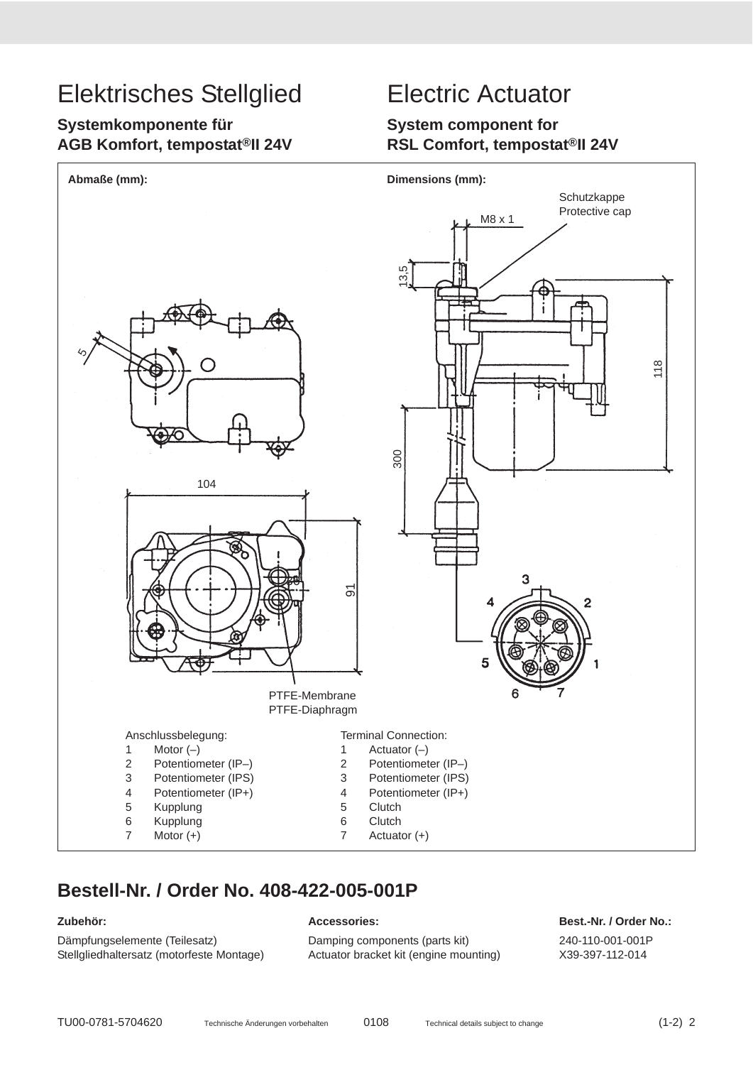# Elektrisches Stellglied

**Systemkomponente für**
**AGB Komfort, tempostat®II 24V**

# Electric Actuator

**System component for**
**RSL Comfort, tempostat®II 24V**

**Abmaße (mm):**

**Dimensions (mm):**

Schutzkappe
Protective cap

M8 x 1

13,5

5

118

300

104

91

PTFE-Membrane
PTFE-Diaphragm

Anschlussbelegung:

1 Motor (–)
2 Potentiometer (IP–)
3 Potentiometer (IPS)
4 Potentiometer (IP+)
5 Kupplung
6 Kupplung
7 Motor (+)

Terminal Connection:

1 Actuator (–)
2 Potentiometer (IP–)
3 Potentiometer (IPS)
4 Potentiometer (IP+)
5 Clutch
6 Clutch
7 Actuator (+)

## Bestell-Nr. / Order No. 408-422-005-001P

| **Zubehör:** | **Accessories:** | **Best.-Nr. / Order No.:** |
|---|---|---|
| Dämpfungselemente (Teilesatz) | Damping components (parts kit) | 240-110-001-001P |
| Stellgliedhaltersatz (motorfeste Montage) | Actuator bracket kit (engine mounting) | X39-397-112-014 |

TU00-0781-5704620 Technische Änderungen vorbehalten 0108 Technical details subject to change (1-2)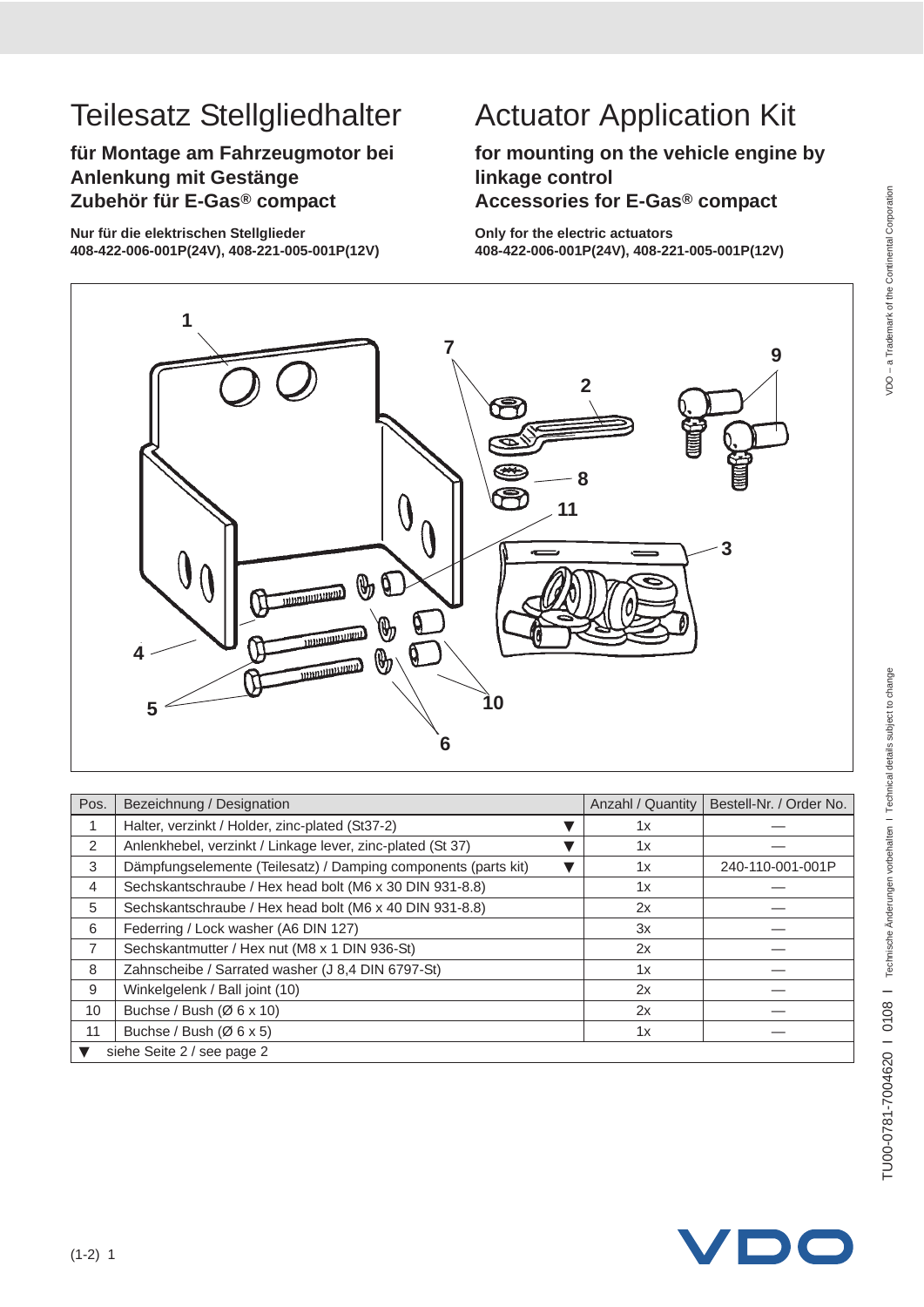# Teilesatz Stellgliedhalter

**für Montage am Fahrzeugmotor bei Anlenkung mit Gestänge**
**Zubehör für E-Gas® compact**

**Nur für die elektrischen Stellglieder**
**408-422-006-001P(24V), 408-221-005-001P(12V)**

# Actuator Application Kit

**for mounting on the vehicle engine by linkage control**
**Accessories for E-Gas® compact**

**Only for the electric actuators**
**408-422-006-001P(24V), 408-221-005-001P(12V)**

| Pos. | Bezeichnung / Designation | | Anzahl / Quantity | Bestell-Nr. / Order No. |
|---|---|---|---|---|
| 1 | Halter, verzinkt / Holder, zinc-plated (St37-2) | ▼ | 1x | — |
| 2 | Anlenkhebel, verzinkt / Linkage lever, zinc-plated (St 37) | ▼ | 1x | — |
| 3 | Dämpfungselemente (Teilesatz) / Damping components (parts kit) | ▼ | 1x | 240-110-001-001P |
| 4 | Sechskantschraube / Hex head bolt (M6 x 30 DIN 931-8.8) | | 1x | — |
| 5 | Sechskantschraube / Hex head bolt (M6 x 40 DIN 931-8.8) | | 2x | — |
| 6 | Federring / Lock washer (A6 DIN 127) | | 3x | — |
| 7 | Sechskantmutter / Hex nut (M8 x 1 DIN 936-St) | | 2x | — |
| 8 | Zahnscheibe / Sarrated washer (J 8,4 DIN 6797-St) | | 1x | — |
| 9 | Winkelgelenk / Ball joint (10) | | 2x | — |
| 10 | Buchse / Bush (Ø 6 x 10) | | 2x | — |
| 11 | Buchse / Bush (Ø 6 x 5) | | 1x | — |

▼ siehe Seite 2 / see page 2

VDO – a Trademark of the Continental Corporation

TU00-0781-7004620 I 0108 I Technische Änderungen vorbehalten I Technical details subject to change

(1-2) 1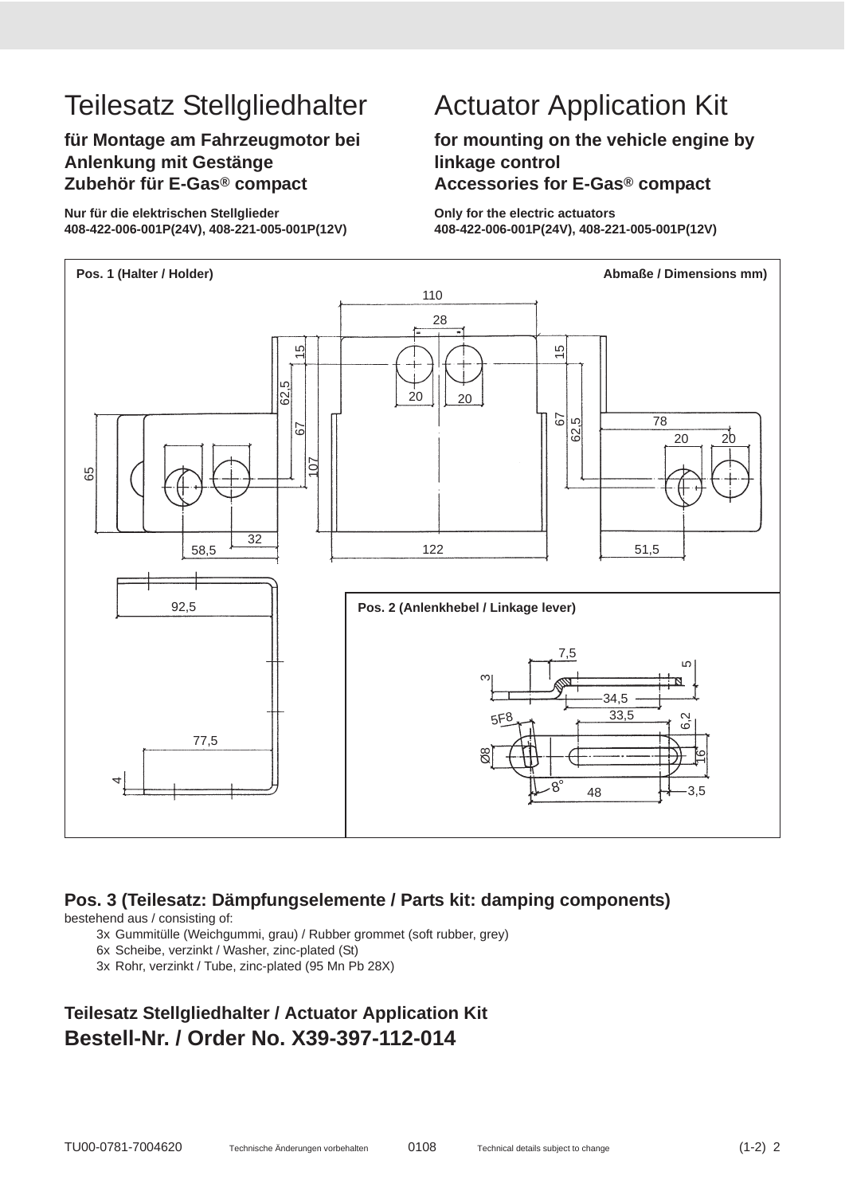# Teilesatz Stellgliedhalter

**für Montage am Fahrzeugmotor bei Anlenkung mit Gestänge**
**Zubehör für E-Gas® compact**

**Nur für die elektrischen Stellglieder**
**408-422-006-001P(24V), 408-221-005-001P(12V)**

# Actuator Application Kit

**for mounting on the vehicle engine by linkage control**
**Accessories for E-Gas® compact**

**Only for the electric actuators**
**408-422-006-001P(24V), 408-221-005-001P(12V)**

**Pos. 1 (Halter / Holder)**

**Abmaße / Dimensions mm)**

110
28
15
15
62,5
20
20
67
62,5
78
67
20
20
107
65
32
58,5
122
51,5
92,5
77,5
4

**Pos. 2 (Anlenkhebel / Linkage lever)**

7,5
5
3
34,5
33,5
5F8
6,2
Ø8
16
8°
48
3,5

**Pos. 3 (Teilesatz: Dämpfungselemente / Parts kit: damping components)**

bestehend aus / consisting of:

- 3x Gummitülle (Weichgummi, grau) / Rubber grommet (soft rubber, grey)
- 6x Scheibe, verzinkt / Washer, zinc-plated (St)
- 3x Rohr, verzinkt / Tube, zinc-plated (95 Mn Pb 28X)

**Teilesatz Stellgliedhalter / Actuator Application Kit**
**Bestell-Nr. / Order No. X39-397-112-014**

TU00-0781-7004620 Technische Änderungen vorbehalten 0108 Technical details subject to change